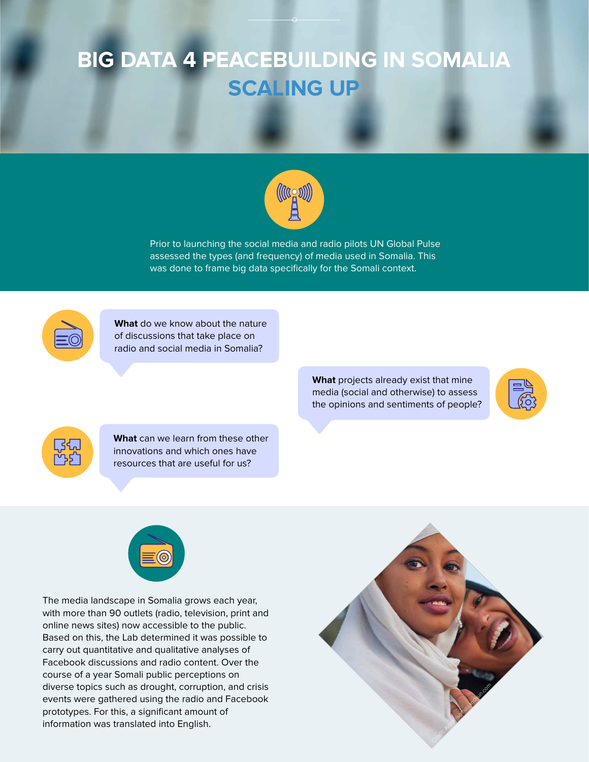# BIG DATA 4 PEACEBUILDING IN SOMALIA

## SCALING UP

Prior to launching the social media and radio pilots UN Global Pulse assessed the types (and frequency) of media used in Somalia. This was done to frame big data specifically for the Somali context.

**What** do we know about the nature of discussions that take place on radio and social media in Somalia?

**What** projects already exist that mine media (social and otherwise) to assess the opinions and sentiments of people?

**What** can we learn from these other innovations and which ones have resources that are useful for us?

The media landscape in Somalia grows each year, with more than 90 outlets (radio, television, print and online news sites) now accessible to the public. Based on this, the Lab determined it was possible to carry out quantitative and qualitative analyses of Facebook discussions and radio content. Over the course of a year Somali public perceptions on diverse topics such as drought, corruption, and crisis events were gathered using the radio and Facebook prototypes. For this, a significant amount of information was translated into English.

Credit: Abdi/somalilandsun.com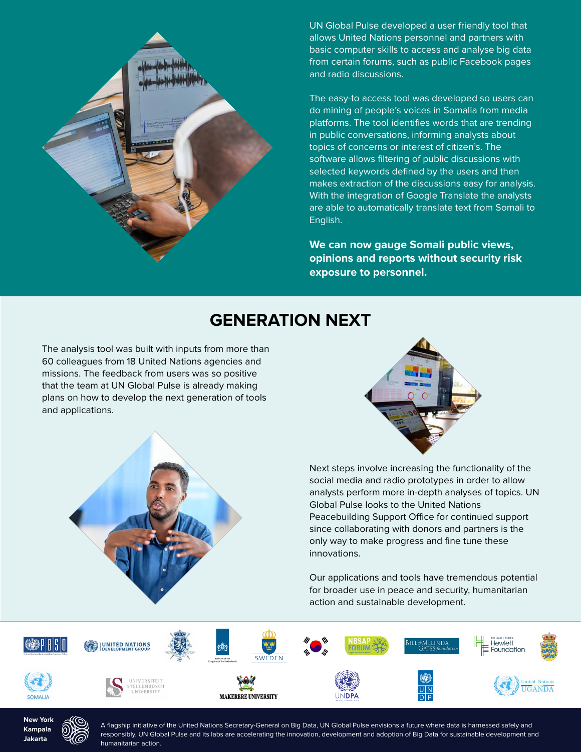UN Global Pulse developed a user friendly tool that allows United Nations personnel and partners with basic computer skills to access and analyse big data from certain forums, such as public Facebook pages and radio discussions.

The easy-to access tool was developed so users can do mining of people's voices in Somalia from media platforms. The tool identifies words that are trending in public conversations, informing analysts about topics of concerns or interest of citizen's. The software allows filtering of public discussions with selected keywords defined by the users and then makes extraction of the discussions easy for analysis. With the integration of Google Translate the analysts are able to automatically translate text from Somali to English.

**We can now gauge Somali public views, opinions and reports without security risk exposure to personnel.**

## GENERATION NEXT

The analysis tool was built with inputs from more than 60 colleagues from 18 United Nations agencies and missions. The feedback from users was so positive that the team at UN Global Pulse is already making plans on how to develop the next generation of tools and applications.

Next steps involve increasing the functionality of the social media and radio prototypes in order to allow analysts perform more in-depth analyses of topics. UN Global Pulse looks to the United Nations Peacebuilding Support Office for continued support since collaborating with donors and partners is the only way to make progress and fine tune these innovations.

Our applications and tools have tremendous potential for broader use in peace and security, humanitarian action and sustainable development.

New York
Kampala
Jakarta

A flagship initiative of the United Nations Secretary-General on Big Data, UN Global Pulse envisions a future where data is harnessed safely and responsibly. UN Global Pulse and its labs are accelerating the innovation, development and adoption of Big Data for sustainable development and humanitarian action.